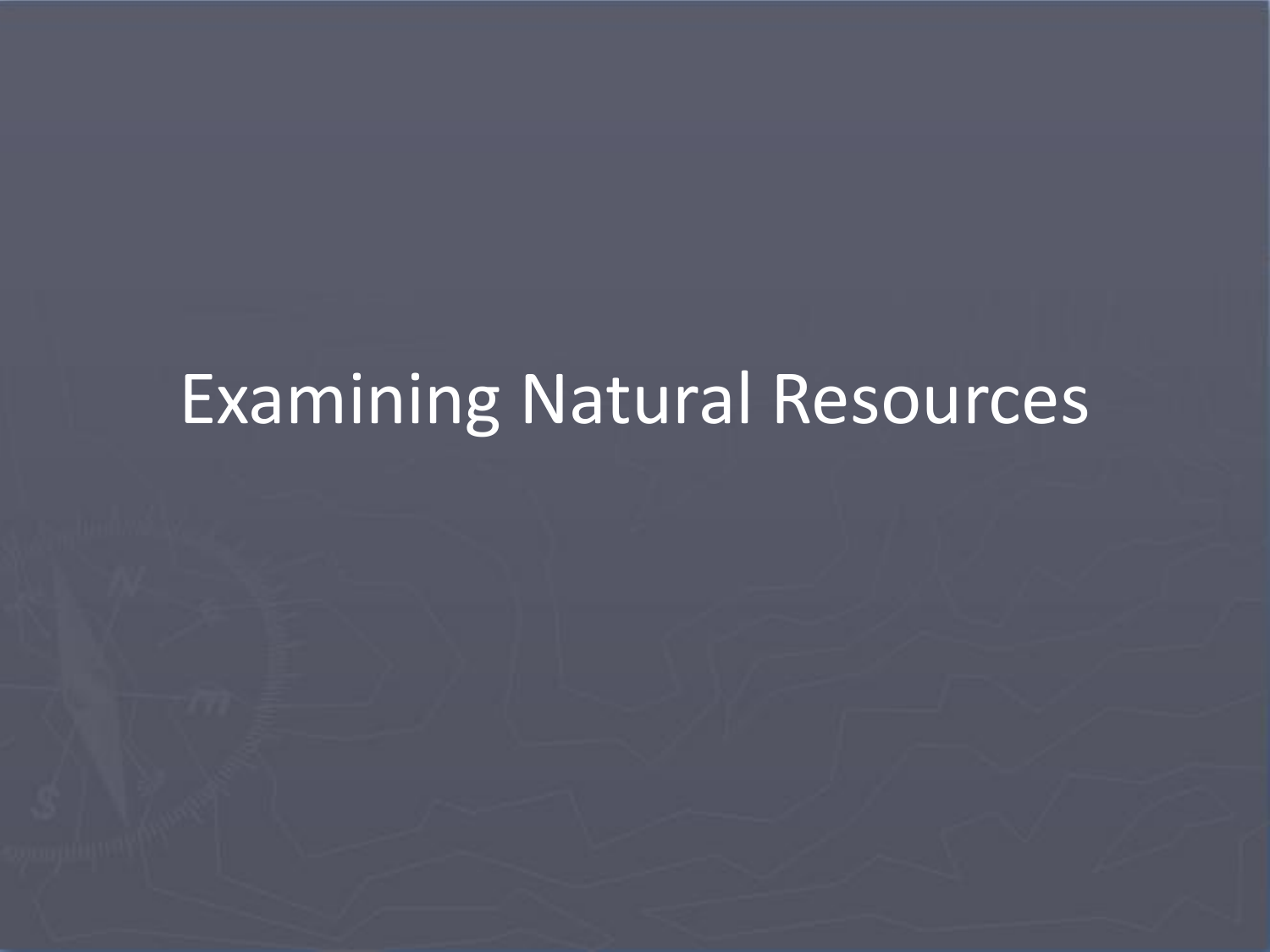# Examining Natural Resources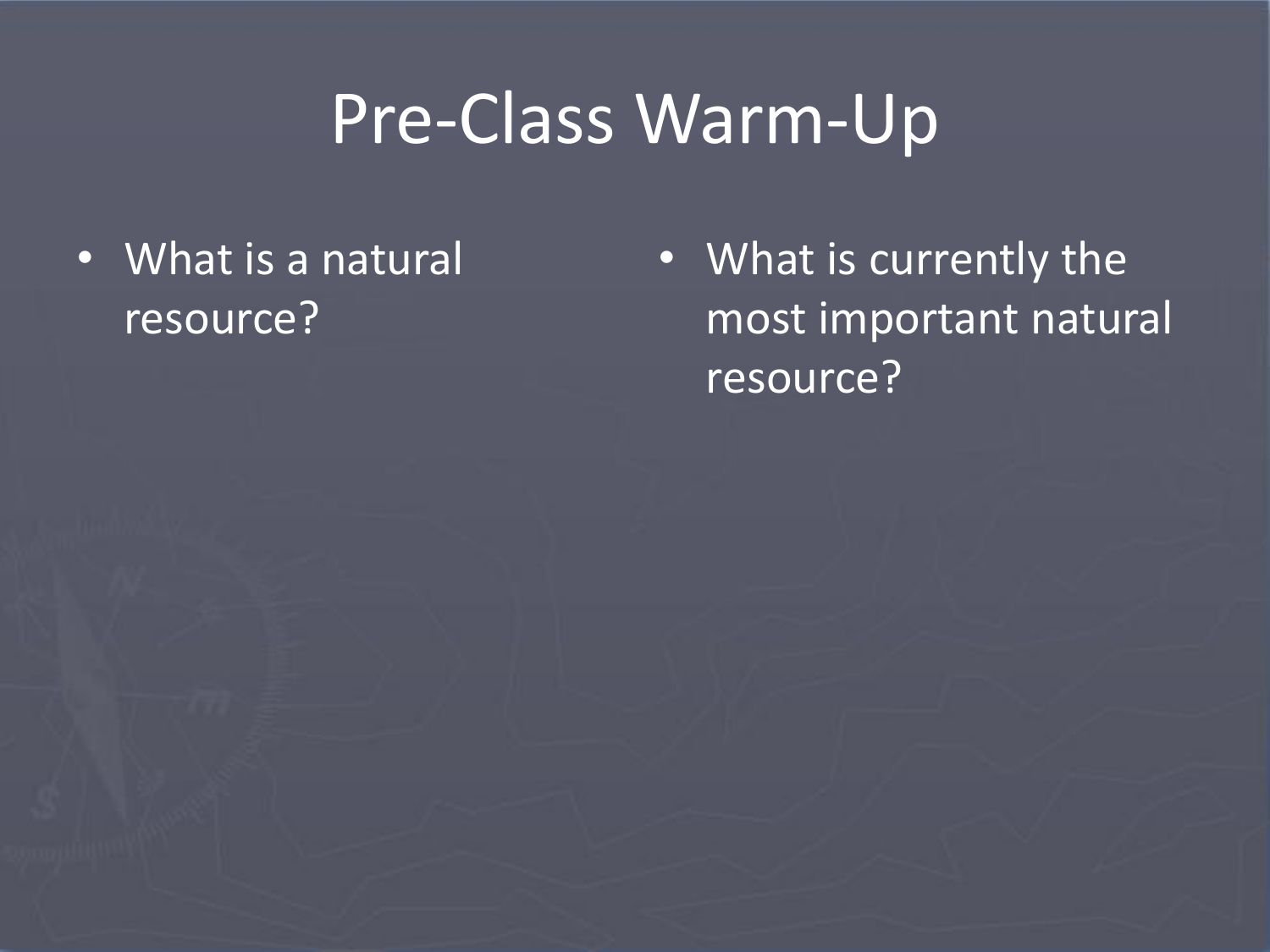# Pre-Class Warm-Up

- What is a natural resource?
- What is currently the most important natural resource?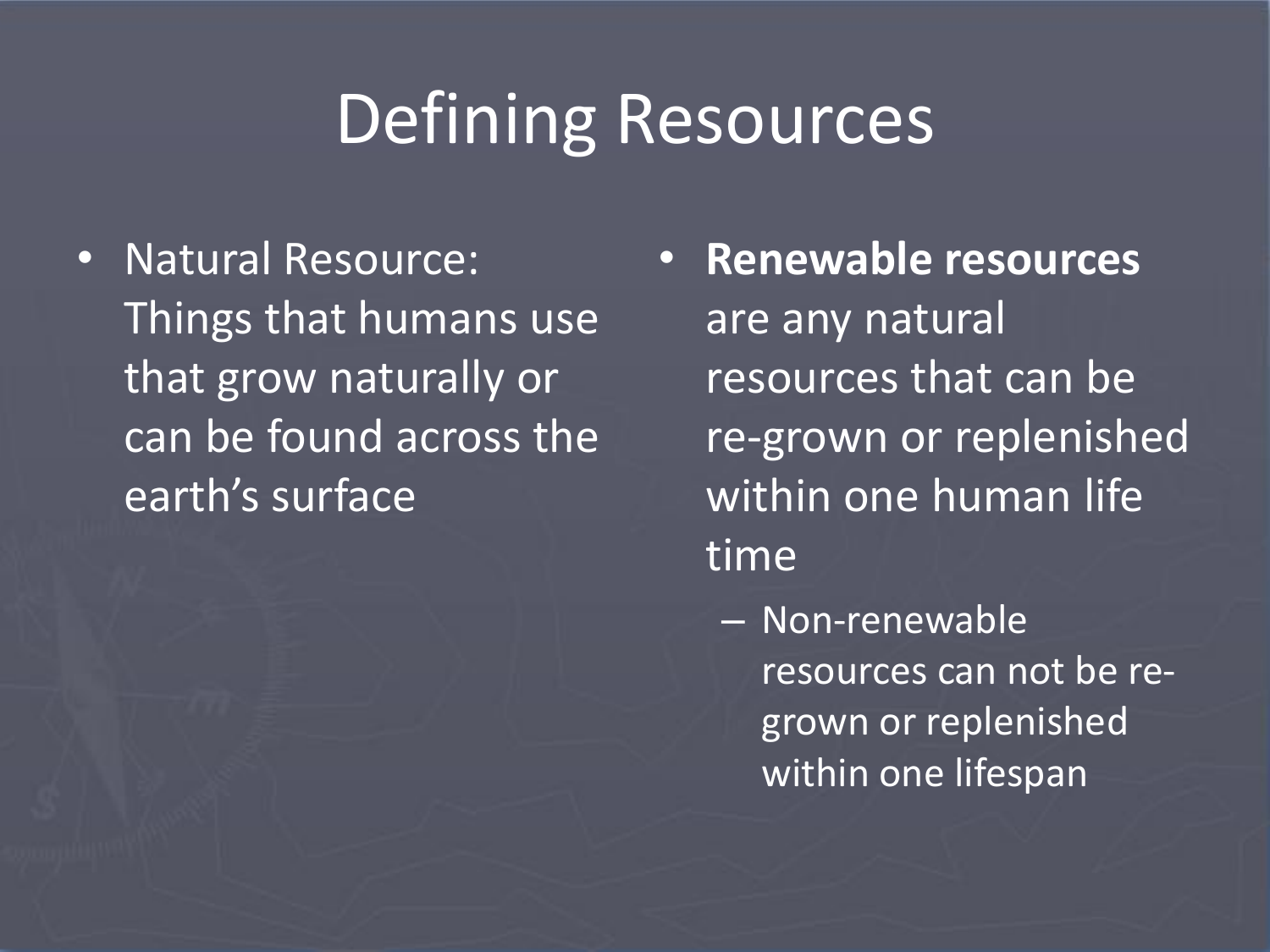# Defining Resources

- Natural Resource: Things that humans use that grow naturally or can be found across the earth's surface

- **Renewable resources** are any natural resources that can be re-grown or replenished within one human life time
  - Non-renewable resources can not be re-grown or replenished within one lifespan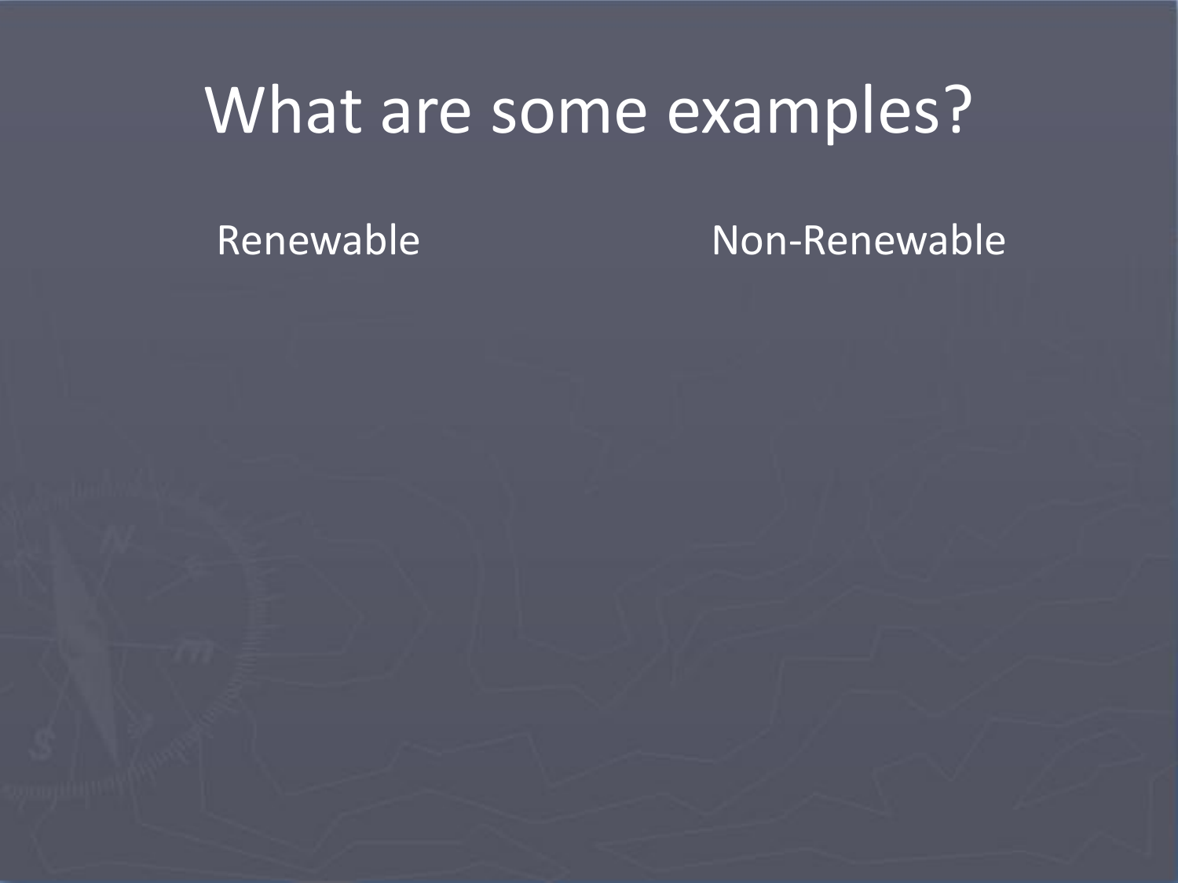# What are some examples?

| Renewable | Non-Renewable |
| --- | --- |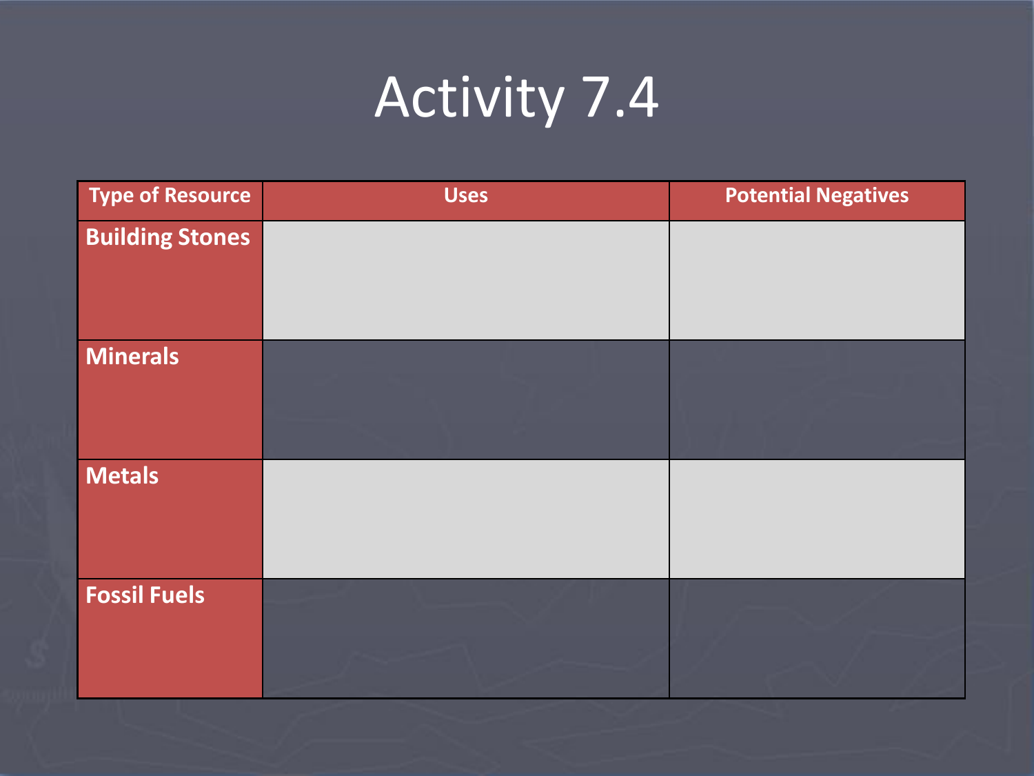# Activity 7.4

| Type of Resource | Uses | Potential Negatives |
| --- | --- | --- |
| **Building Stones** | | |
| **Minerals** | | |
| **Metals** | | |
| **Fossil Fuels** | | |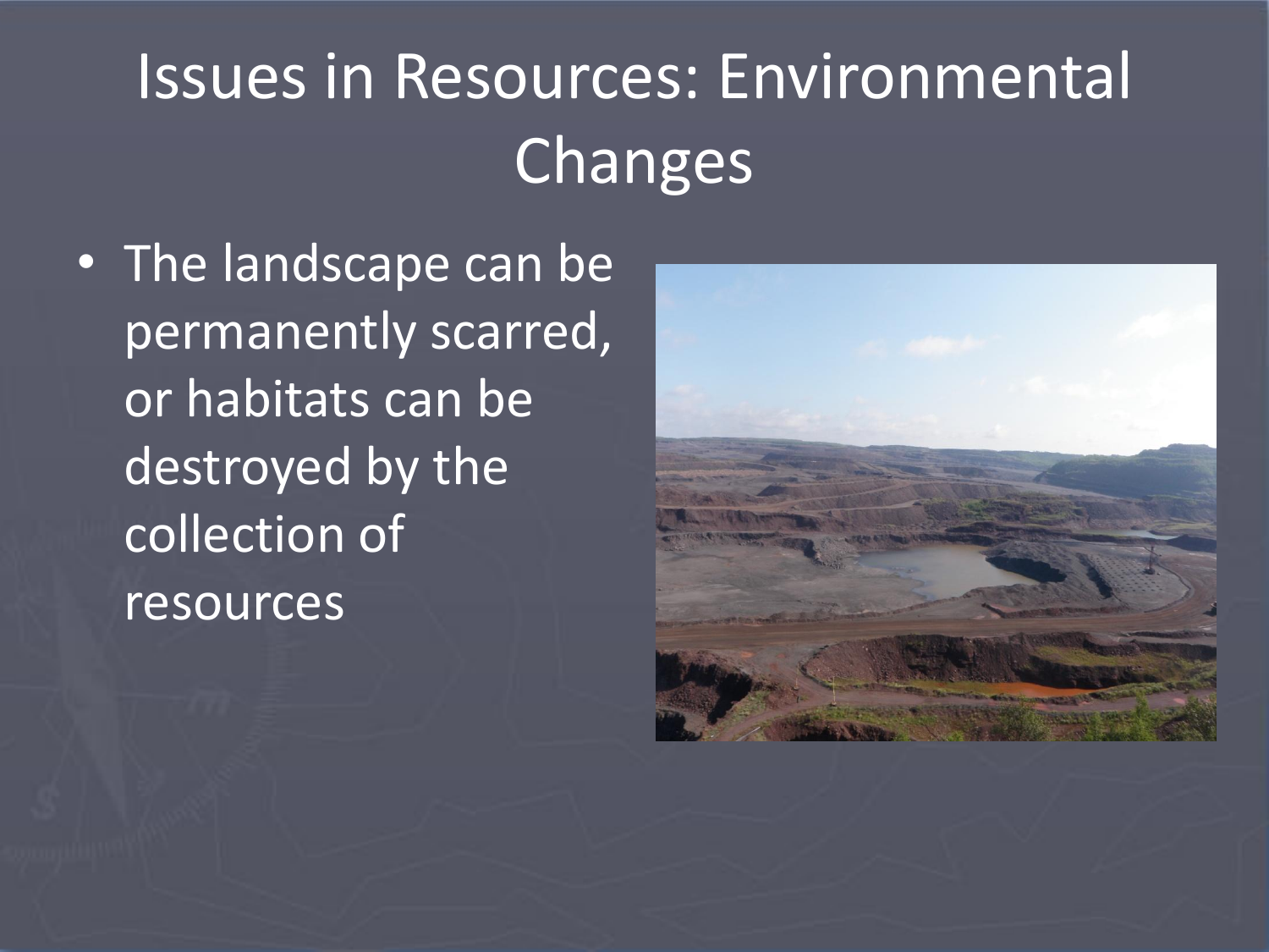# Issues in Resources: Environmental Changes

- The landscape can be permanently scarred, or habitats can be destroyed by the collection of resources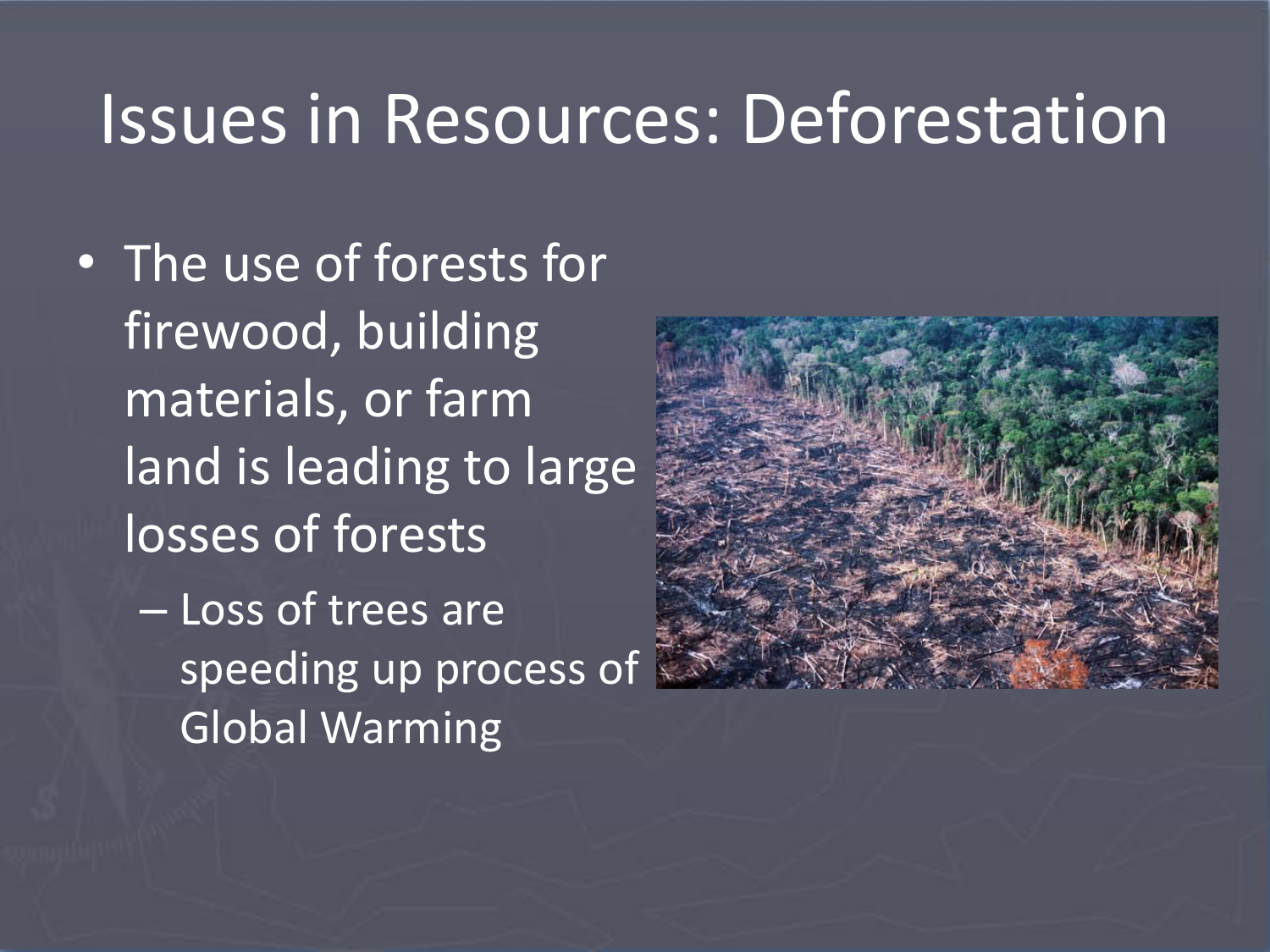# Issues in Resources: Deforestation

- The use of forests for firewood, building materials, or farm land is leading to large losses of forests
  - Loss of trees are speeding up process of Global Warming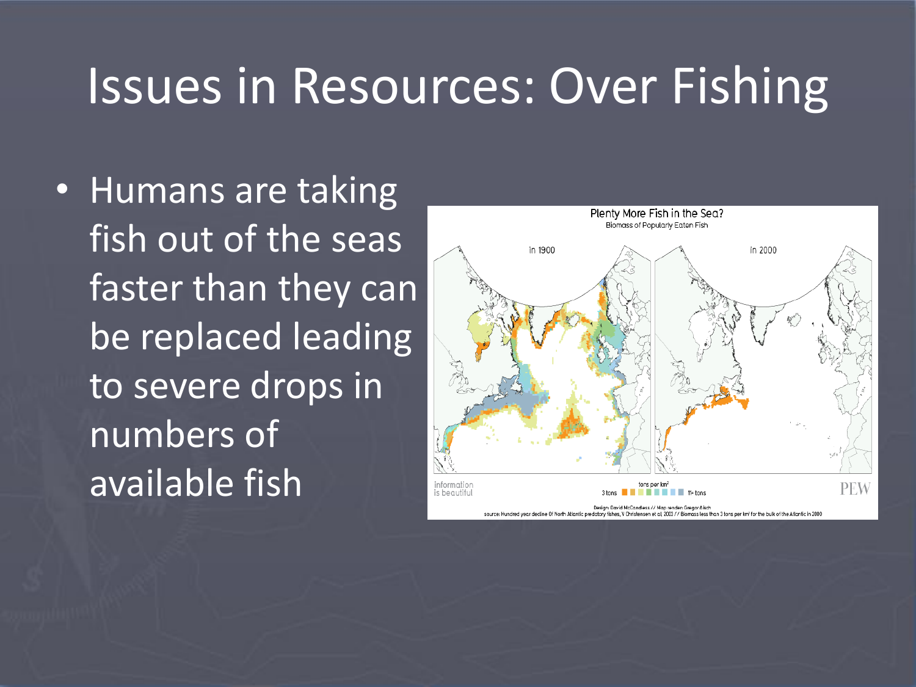# Issues in Resources: Over Fishing

- Humans are taking fish out of the seas faster than they can be replaced leading to severe drops in numbers of available fish

Plenty More Fish in the Sea?
Biomass of Popularly Eaten Fish

in 1900 | in 2000

tons per km²
3 tons — 11+ tons

information is beautiful

PEW

Design: David McCandless // Map render: Gregor Aisch
source: Hundred year decline Of North Atlantic predatory fishes, V Christensen et al, 2003 // Biomass less than 3 tons per km² for the bulk of the Atlantic in 2000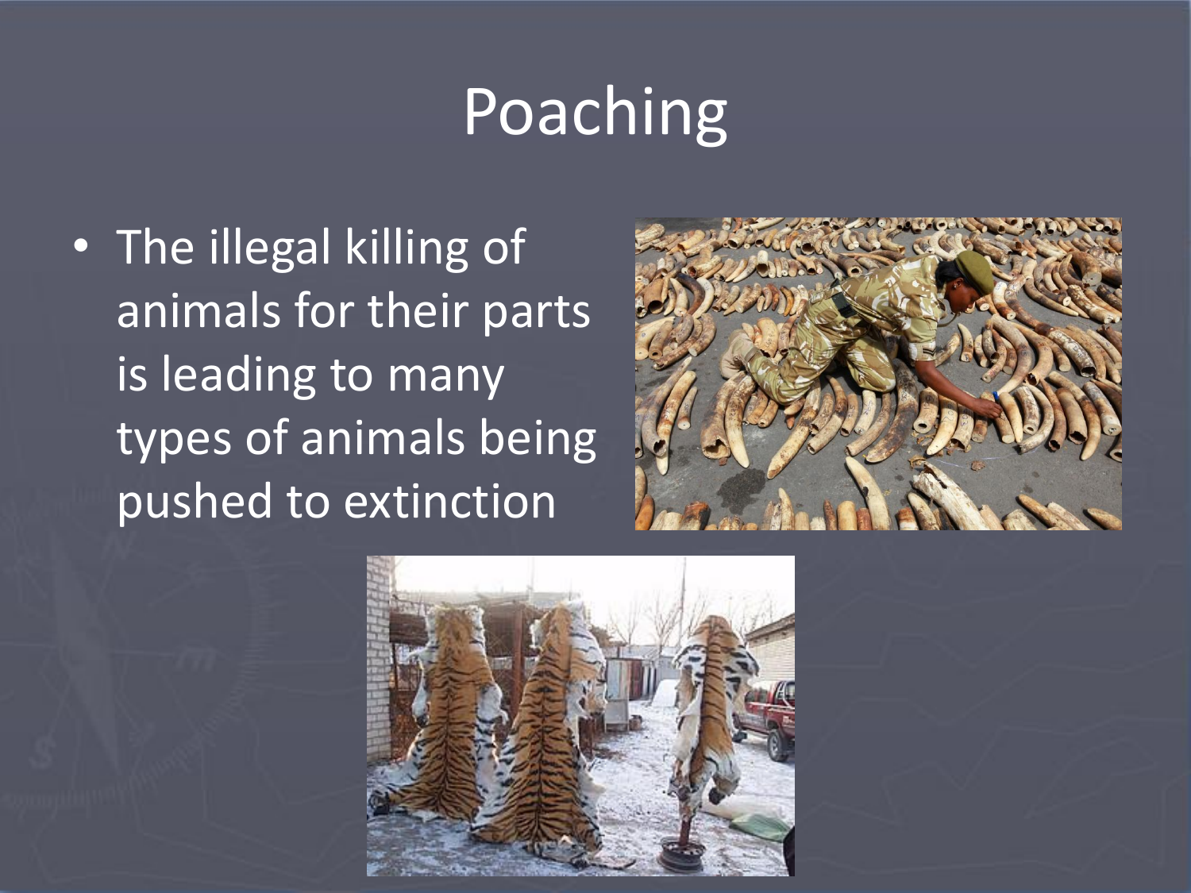# Poaching

- The illegal killing of animals for their parts is leading to many types of animals being pushed to extinction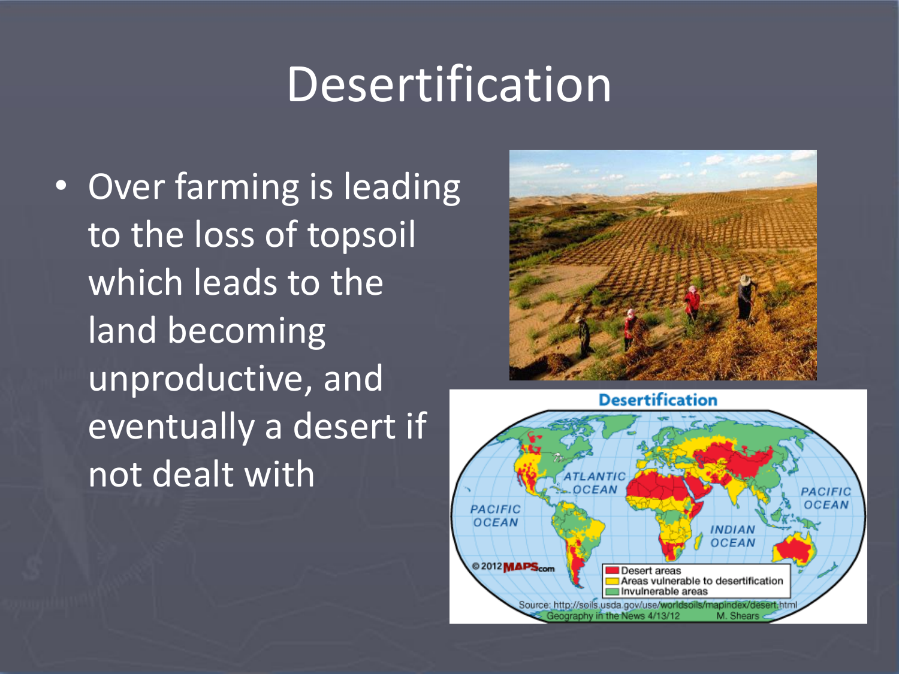# Desertification

- Over farming is leading to the loss of topsoil which leads to the land becoming unproductive, and eventually a desert if not dealt with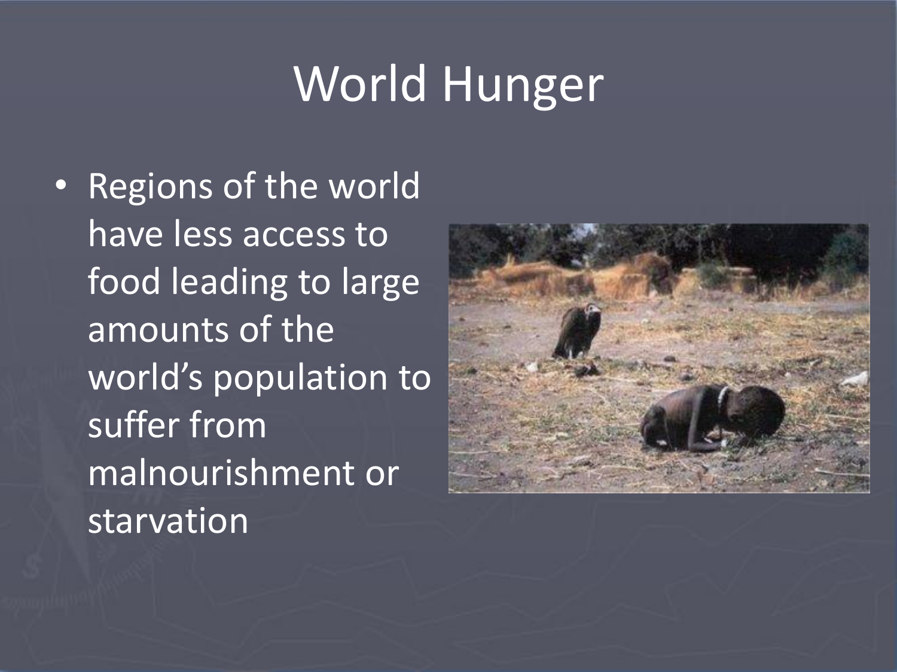# World Hunger

- Regions of the world have less access to food leading to large amounts of the world's population to suffer from malnourishment or starvation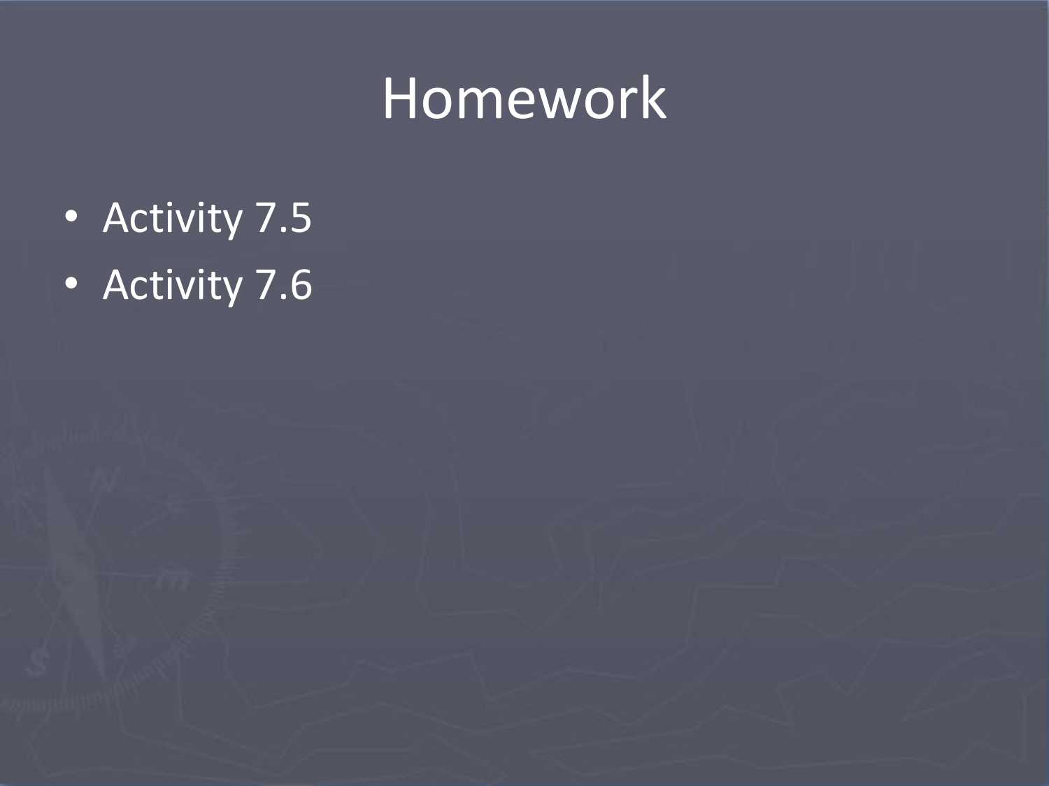# Homework

- Activity 7.5
- Activity 7.6